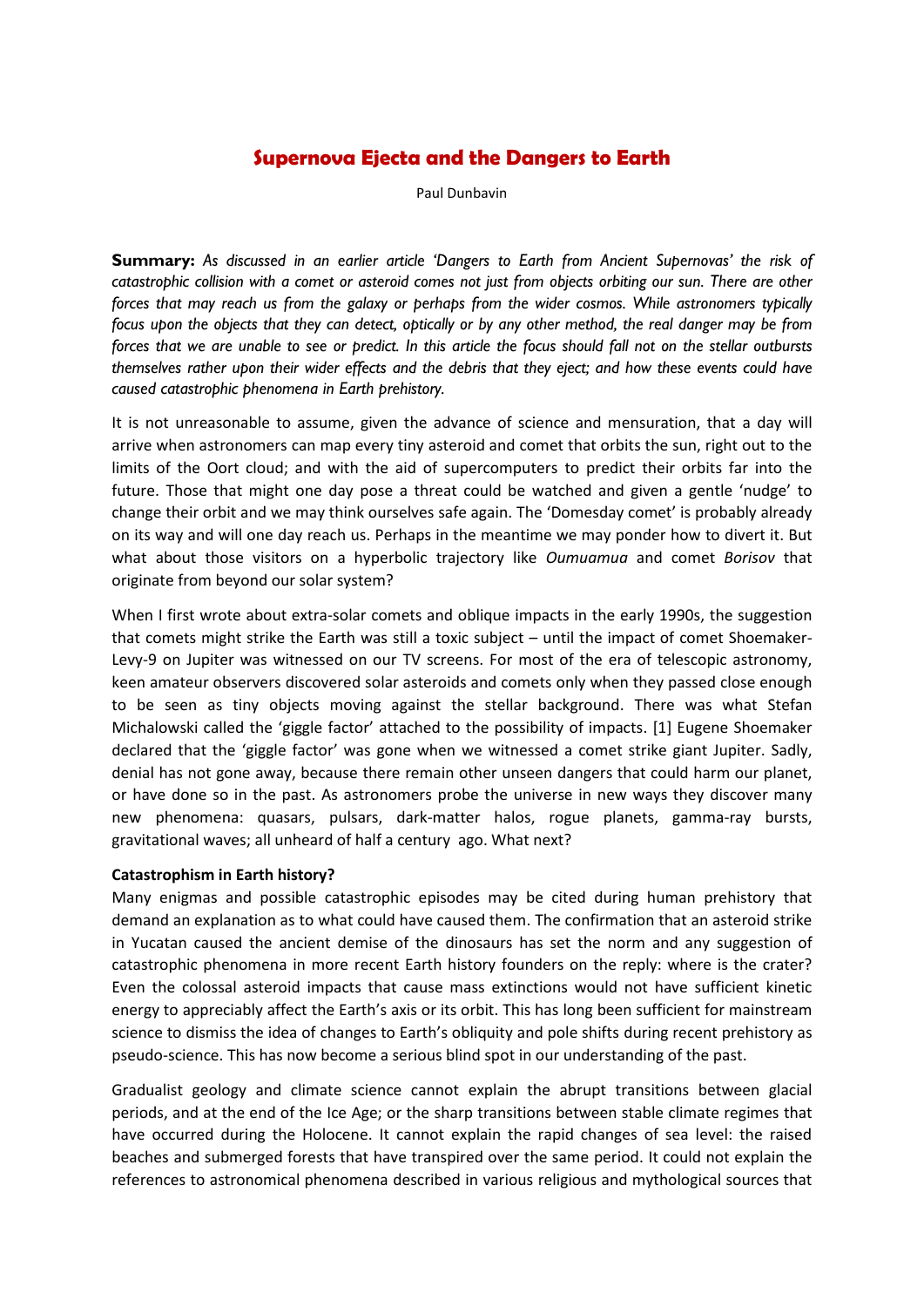# Supernova Ejecta and the Dangers to Earth

Paul Dunbavin

**Summary:** *As discussed in an earlier article 'Dangers to Earth from Ancient Supernovas' the risk of catastrophic collision with a comet or asteroid comes not just from objects orbiting our sun. There are other forces that may reach us from the galaxy or perhaps from the wider cosmos. While astronomers typically focus upon the objects that they can detect, optically or by any other method, the real danger may be from forces that we are unable to see or predict. In this article the focus should fall not on the stellar outbursts themselves rather upon their wider effects and the debris that they eject; and how these events could have caused catastrophic phenomena in Earth prehistory.*

It is not unreasonable to assume, given the advance of science and mensuration, that a day will arrive when astronomers can map every tiny asteroid and comet that orbits the sun, right out to the limits of the Oort cloud; and with the aid of supercomputers to predict their orbits far into the future. Those that might one day pose a threat could be watched and given a gentle 'nudge' to change their orbit and we may think ourselves safe again. The 'Domesday comet' is probably already on its way and will one day reach us. Perhaps in the meantime we may ponder how to divert it. But what about those visitors on a hyperbolic trajectory like *Oumuamua* and comet *Borisov* that originate from beyond our solar system?

When I first wrote about extra-solar comets and oblique impacts in the early 1990s, the suggestion that comets might strike the Earth was still a toxic subject – until the impact of comet Shoemaker-Levy-9 on Jupiter was witnessed on our TV screens. For most of the era of telescopic astronomy, keen amateur observers discovered solar asteroids and comets only when they passed close enough to be seen as tiny objects moving against the stellar background. There was what Stefan Michalowski called the 'giggle factor' attached to the possibility of impacts. [1] Eugene Shoemaker declared that the 'giggle factor' was gone when we witnessed a comet strike giant Jupiter. Sadly, denial has not gone away, because there remain other unseen dangers that could harm our planet, or have done so in the past. As astronomers probe the universe in new ways they discover many new phenomena: quasars, pulsars, dark-matter halos, rogue planets, gamma-ray bursts, gravitational waves; all unheard of half a century ago. What next?

**Catastrophism in Earth history?**

Many enigmas and possible catastrophic episodes may be cited during human prehistory that demand an explanation as to what could have caused them. The confirmation that an asteroid strike in Yucatan caused the ancient demise of the dinosaurs has set the norm and any suggestion of catastrophic phenomena in more recent Earth history founders on the reply: where is the crater? Even the colossal asteroid impacts that cause mass extinctions would not have sufficient kinetic energy to appreciably affect the Earth's axis or its orbit. This has long been sufficient for mainstream science to dismiss the idea of changes to Earth's obliquity and pole shifts during recent prehistory as pseudo-science. This has now become a serious blind spot in our understanding of the past.

Gradualist geology and climate science cannot explain the abrupt transitions between glacial periods, and at the end of the Ice Age; or the sharp transitions between stable climate regimes that have occurred during the Holocene. It cannot explain the rapid changes of sea level: the raised beaches and submerged forests that have transpired over the same period. It could not explain the references to astronomical phenomena described in various religious and mythological sources that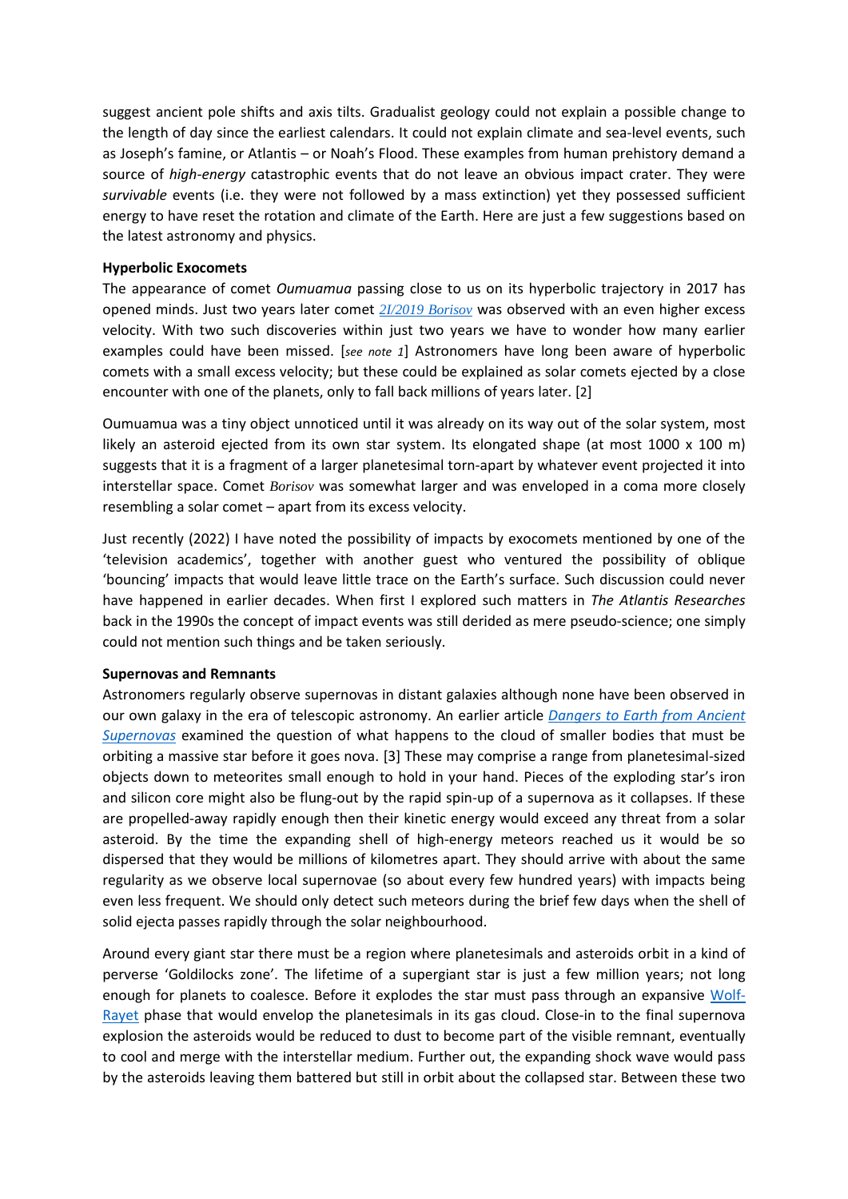suggest ancient pole shifts and axis tilts. Gradualist geology could not explain a possible change to the length of day since the earliest calendars. It could not explain climate and sea-level events, such as Joseph's famine, or Atlantis – or Noah's Flood. These examples from human prehistory demand a source of *high-energy* catastrophic events that do not leave an obvious impact crater. They were *survivable* events (i.e. they were not followed by a mass extinction) yet they possessed sufficient energy to have reset the rotation and climate of the Earth. Here are just a few suggestions based on the latest astronomy and physics.

**Hyperbolic Exocomets**

The appearance of comet *Oumuamua* passing close to us on its hyperbolic trajectory in 2017 has opened minds. Just two years later comet *2I/2019 Borisov* was observed with an even higher excess velocity. With two such discoveries within just two years we have to wonder how many earlier examples could have been missed. [*see note 1*] Astronomers have long been aware of hyperbolic comets with a small excess velocity; but these could be explained as solar comets ejected by a close encounter with one of the planets, only to fall back millions of years later. [2]

Oumuamua was a tiny object unnoticed until it was already on its way out of the solar system, most likely an asteroid ejected from its own star system. Its elongated shape (at most 1000 x 100 m) suggests that it is a fragment of a larger planetesimal torn-apart by whatever event projected it into interstellar space. Comet *Borisov* was somewhat larger and was enveloped in a coma more closely resembling a solar comet – apart from its excess velocity.

Just recently (2022) I have noted the possibility of impacts by exocomets mentioned by one of the 'television academics', together with another guest who ventured the possibility of oblique 'bouncing' impacts that would leave little trace on the Earth's surface. Such discussion could never have happened in earlier decades. When first I explored such matters in *The Atlantis Researches* back in the 1990s the concept of impact events was still derided as mere pseudo-science; one simply could not mention such things and be taken seriously.

**Supernovas and Remnants**

Astronomers regularly observe supernovas in distant galaxies although none have been observed in our own galaxy in the era of telescopic astronomy. An earlier article *Dangers to Earth from Ancient Supernovas* examined the question of what happens to the cloud of smaller bodies that must be orbiting a massive star before it goes nova. [3] These may comprise a range from planetesimal-sized objects down to meteorites small enough to hold in your hand. Pieces of the exploding star's iron and silicon core might also be flung-out by the rapid spin-up of a supernova as it collapses. If these are propelled-away rapidly enough then their kinetic energy would exceed any threat from a solar asteroid. By the time the expanding shell of high-energy meteors reached us it would be so dispersed that they would be millions of kilometres apart. They should arrive with about the same regularity as we observe local supernovae (so about every few hundred years) with impacts being even less frequent. We should only detect such meteors during the brief few days when the shell of solid ejecta passes rapidly through the solar neighbourhood.

Around every giant star there must be a region where planetesimals and asteroids orbit in a kind of perverse 'Goldilocks zone'. The lifetime of a supergiant star is just a few million years; not long enough for planets to coalesce. Before it explodes the star must pass through an expansive Wolf-Rayet phase that would envelop the planetesimals in its gas cloud. Close-in to the final supernova explosion the asteroids would be reduced to dust to become part of the visible remnant, eventually to cool and merge with the interstellar medium. Further out, the expanding shock wave would pass by the asteroids leaving them battered but still in orbit about the collapsed star. Between these two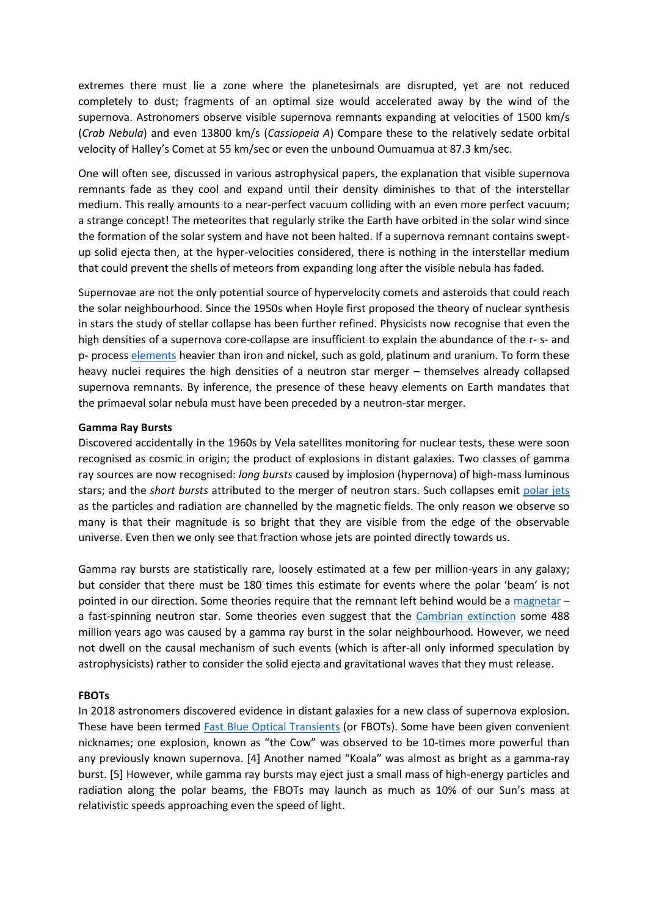extremes there must lie a zone where the planetesimals are disrupted, yet are not reduced completely to dust; fragments of an optimal size would accelerated away by the wind of the supernova. Astronomers observe visible supernova remnants expanding at velocities of 1500 km/s (*Crab Nebula*) and even 13800 km/s (*Cassiopeia A*) Compare these to the relatively sedate orbital velocity of Halley's Comet at 55 km/sec or even the unbound Oumuamua at 87.3 km/sec.

One will often see, discussed in various astrophysical papers, the explanation that visible supernova remnants fade as they cool and expand until their density diminishes to that of the interstellar medium. This really amounts to a near-perfect vacuum colliding with an even more perfect vacuum; a strange concept! The meteorites that regularly strike the Earth have orbited in the solar wind since the formation of the solar system and have not been halted. If a supernova remnant contains swept-up solid ejecta then, at the hyper-velocities considered, there is nothing in the interstellar medium that could prevent the shells of meteors from expanding long after the visible nebula has faded.

Supernovae are not the only potential source of hypervelocity comets and asteroids that could reach the solar neighbourhood. Since the 1950s when Hoyle first proposed the theory of nuclear synthesis in stars the study of stellar collapse has been further refined. Physicists now recognise that even the high densities of a supernova core-collapse are insufficient to explain the abundance of the r- s- and p- process elements heavier than iron and nickel, such as gold, platinum and uranium. To form these heavy nuclei requires the high densities of a neutron star merger – themselves already collapsed supernova remnants. By inference, the presence of these heavy elements on Earth mandates that the primaeval solar nebula must have been preceded by a neutron-star merger.

**Gamma Ray Bursts**

Discovered accidentally in the 1960s by Vela satellites monitoring for nuclear tests, these were soon recognised as cosmic in origin; the product of explosions in distant galaxies. Two classes of gamma ray sources are now recognised: *long bursts* caused by implosion (hypernova) of high-mass luminous stars; and the *short bursts* attributed to the merger of neutron stars. Such collapses emit polar jets as the particles and radiation are channelled by the magnetic fields. The only reason we observe so many is that their magnitude is so bright that they are visible from the edge of the observable universe. Even then we only see that fraction whose jets are pointed directly towards us.

Gamma ray bursts are statistically rare, loosely estimated at a few per million-years in any galaxy; but consider that there must be 180 times this estimate for events where the polar 'beam' is not pointed in our direction. Some theories require that the remnant left behind would be a magnetar – a fast-spinning neutron star. Some theories even suggest that the Cambrian extinction some 488 million years ago was caused by a gamma ray burst in the solar neighbourhood. However, we need not dwell on the causal mechanism of such events (which is after-all only informed speculation by astrophysicists) rather to consider the solid ejecta and gravitational waves that they must release.

**FBOTs**

In 2018 astronomers discovered evidence in distant galaxies for a new class of supernova explosion. These have been termed Fast Blue Optical Transients (or FBOTs). Some have been given convenient nicknames; one explosion, known as "the Cow" was observed to be 10-times more powerful than any previously known supernova. [4] Another named "Koala" was almost as bright as a gamma-ray burst. [5] However, while gamma ray bursts may eject just a small mass of high-energy particles and radiation along the polar beams, the FBOTs may launch as much as 10% of our Sun's mass at relativistic speeds approaching even the speed of light.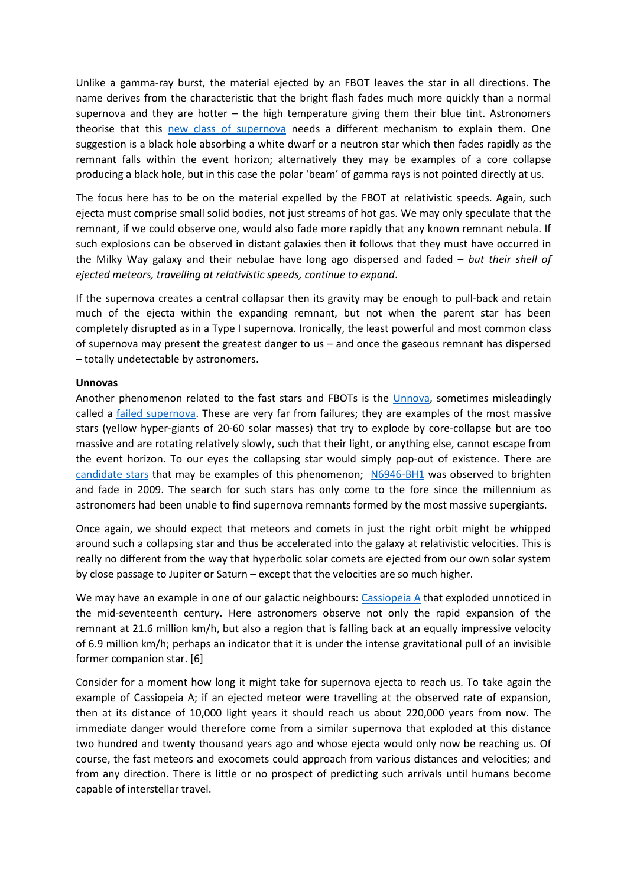Unlike a gamma-ray burst, the material ejected by an FBOT leaves the star in all directions. The name derives from the characteristic that the bright flash fades much more quickly than a normal supernova and they are hotter – the high temperature giving them their blue tint. Astronomers theorise that this new class of supernova needs a different mechanism to explain them. One suggestion is a black hole absorbing a white dwarf or a neutron star which then fades rapidly as the remnant falls within the event horizon; alternatively they may be examples of a core collapse producing a black hole, but in this case the polar 'beam' of gamma rays is not pointed directly at us.

The focus here has to be on the material expelled by the FBOT at relativistic speeds. Again, such ejecta must comprise small solid bodies, not just streams of hot gas. We may only speculate that the remnant, if we could observe one, would also fade more rapidly that any known remnant nebula. If such explosions can be observed in distant galaxies then it follows that they must have occurred in the Milky Way galaxy and their nebulae have long ago dispersed and faded – *but their shell of ejected meteors, travelling at relativistic speeds, continue to expand*.

If the supernova creates a central collapsar then its gravity may be enough to pull-back and retain much of the ejecta within the expanding remnant, but not when the parent star has been completely disrupted as in a Type I supernova. Ironically, the least powerful and most common class of supernova may present the greatest danger to us – and once the gaseous remnant has dispersed – totally undetectable by astronomers.

**Unnovas**

Another phenomenon related to the fast stars and FBOTs is the Unnova, sometimes misleadingly called a failed supernova. These are very far from failures; they are examples of the most massive stars (yellow hyper-giants of 20-60 solar masses) that try to explode by core-collapse but are too massive and are rotating relatively slowly, such that their light, or anything else, cannot escape from the event horizon. To our eyes the collapsing star would simply pop-out of existence. There are candidate stars that may be examples of this phenomenon; N6946-BH1 was observed to brighten and fade in 2009. The search for such stars has only come to the fore since the millennium as astronomers had been unable to find supernova remnants formed by the most massive supergiants.

Once again, we should expect that meteors and comets in just the right orbit might be whipped around such a collapsing star and thus be accelerated into the galaxy at relativistic velocities. This is really no different from the way that hyperbolic solar comets are ejected from our own solar system by close passage to Jupiter or Saturn – except that the velocities are so much higher.

We may have an example in one of our galactic neighbours: Cassiopeia A that exploded unnoticed in the mid-seventeenth century. Here astronomers observe not only the rapid expansion of the remnant at 21.6 million km/h, but also a region that is falling back at an equally impressive velocity of 6.9 million km/h; perhaps an indicator that it is under the intense gravitational pull of an invisible former companion star. [6]

Consider for a moment how long it might take for supernova ejecta to reach us. To take again the example of Cassiopeia A; if an ejected meteor were travelling at the observed rate of expansion, then at its distance of 10,000 light years it should reach us about 220,000 years from now. The immediate danger would therefore come from a similar supernova that exploded at this distance two hundred and twenty thousand years ago and whose ejecta would only now be reaching us. Of course, the fast meteors and exocomets could approach from various distances and velocities; and from any direction. There is little or no prospect of predicting such arrivals until humans become capable of interstellar travel.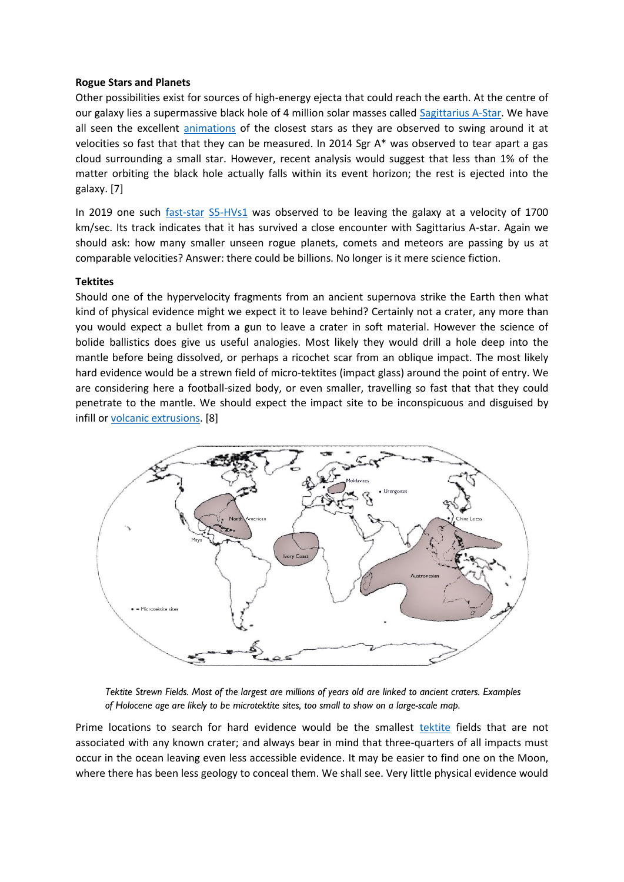**Rogue Stars and Planets**

Other possibilities exist for sources of high-energy ejecta that could reach the earth. At the centre of our galaxy lies a supermassive black hole of 4 million solar masses called Sagittarius A-Star. We have all seen the excellent animations of the closest stars as they are observed to swing around it at velocities so fast that that they can be measured. In 2014 Sgr A* was observed to tear apart a gas cloud surrounding a small star. However, recent analysis would suggest that less than 1% of the matter orbiting the black hole actually falls within its event horizon; the rest is ejected into the galaxy. [7]

In 2019 one such fast-star S5-HVs1 was observed to be leaving the galaxy at a velocity of 1700 km/sec. Its track indicates that it has survived a close encounter with Sagittarius A-star. Again we should ask: how many smaller unseen rogue planets, comets and meteors are passing by us at comparable velocities? Answer: there could be billions. No longer is it mere science fiction.

**Tektites**

Should one of the hypervelocity fragments from an ancient supernova strike the Earth then what kind of physical evidence might we expect it to leave behind? Certainly not a crater, any more than you would expect a bullet from a gun to leave a crater in soft material. However the science of bolide ballistics does give us useful analogies. Most likely they would drill a hole deep into the mantle before being dissolved, or perhaps a ricochet scar from an oblique impact. The most likely hard evidence would be a strewn field of micro-tektites (impact glass) around the point of entry. We are considering here a football-sized body, or even smaller, travelling so fast that that they could penetrate to the mantle. We should expect the impact site to be inconspicuous and disguised by infill or volcanic extrusions. [8]

*Tektite Strewn Fields. Most of the largest are millions of years old are linked to ancient craters. Examples of Holocene age are likely to be microtektite sites, too small to show on a large-scale map.*

Prime locations to search for hard evidence would be the smallest tektite fields that are not associated with any known crater; and always bear in mind that three-quarters of all impacts must occur in the ocean leaving even less accessible evidence. It may be easier to find one on the Moon, where there has been less geology to conceal them. We shall see. Very little physical evidence would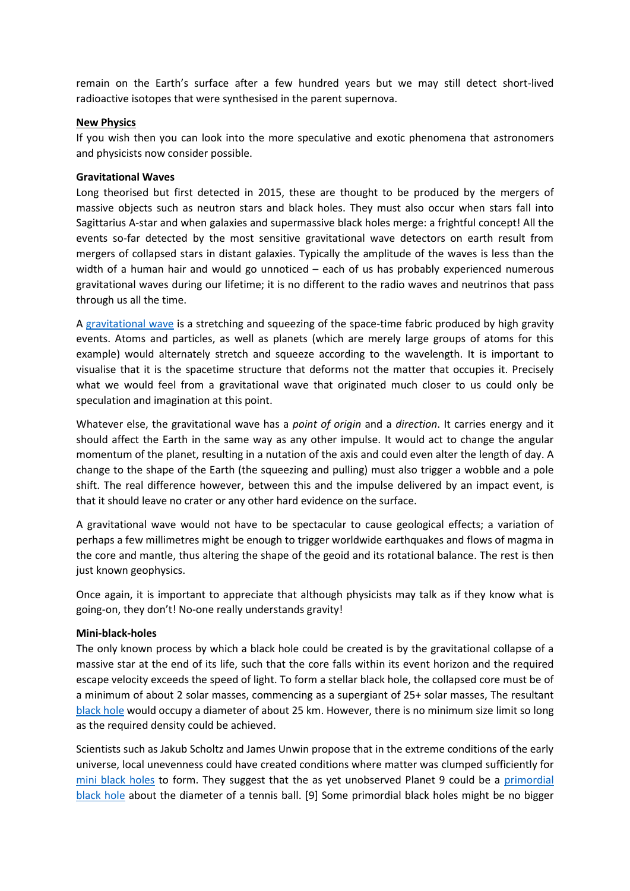remain on the Earth's surface after a few hundred years but we may still detect short-lived radioactive isotopes that were synthesised in the parent supernova.

## New Physics

If you wish then you can look into the more speculative and exotic phenomena that astronomers and physicists now consider possible.

### Gravitational Waves

Long theorised but first detected in 2015, these are thought to be produced by the mergers of massive objects such as neutron stars and black holes. They must also occur when stars fall into Sagittarius A-star and when galaxies and supermassive black holes merge: a frightful concept! All the events so-far detected by the most sensitive gravitational wave detectors on earth result from mergers of collapsed stars in distant galaxies. Typically the amplitude of the waves is less than the width of a human hair and would go unnoticed – each of us has probably experienced numerous gravitational waves during our lifetime; it is no different to the radio waves and neutrinos that pass through us all the time.

A gravitational wave is a stretching and squeezing of the space-time fabric produced by high gravity events. Atoms and particles, as well as planets (which are merely large groups of atoms for this example) would alternately stretch and squeeze according to the wavelength. It is important to visualise that it is the spacetime structure that deforms not the matter that occupies it. Precisely what we would feel from a gravitational wave that originated much closer to us could only be speculation and imagination at this point.

Whatever else, the gravitational wave has a *point of origin* and a *direction*. It carries energy and it should affect the Earth in the same way as any other impulse. It would act to change the angular momentum of the planet, resulting in a nutation of the axis and could even alter the length of day. A change to the shape of the Earth (the squeezing and pulling) must also trigger a wobble and a pole shift. The real difference however, between this and the impulse delivered by an impact event, is that it should leave no crater or any other hard evidence on the surface.

A gravitational wave would not have to be spectacular to cause geological effects; a variation of perhaps a few millimetres might be enough to trigger worldwide earthquakes and flows of magma in the core and mantle, thus altering the shape of the geoid and its rotational balance. The rest is then just known geophysics.

Once again, it is important to appreciate that although physicists may talk as if they know what is going-on, they don't! No-one really understands gravity!

### Mini-black-holes

The only known process by which a black hole could be created is by the gravitational collapse of a massive star at the end of its life, such that the core falls within its event horizon and the required escape velocity exceeds the speed of light. To form a stellar black hole, the collapsed core must be of a minimum of about 2 solar masses, commencing as a supergiant of 25+ solar masses, The resultant black hole would occupy a diameter of about 25 km. However, there is no minimum size limit so long as the required density could be achieved.

Scientists such as Jakub Scholtz and James Unwin propose that in the extreme conditions of the early universe, local unevenness could have created conditions where matter was clumped sufficiently for mini black holes to form. They suggest that the as yet unobserved Planet 9 could be a primordial black hole about the diameter of a tennis ball. [9] Some primordial black holes might be no bigger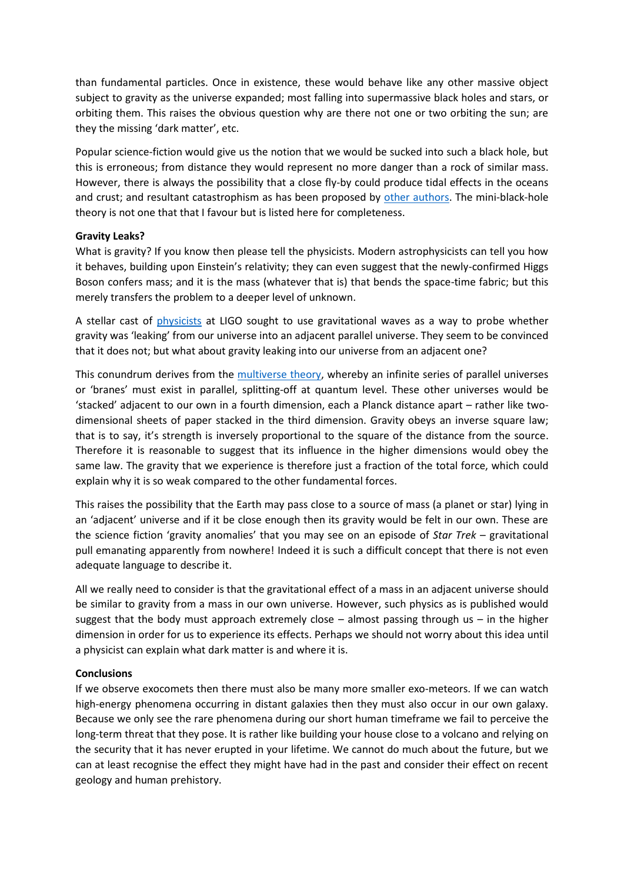than fundamental particles. Once in existence, these would behave like any other massive object subject to gravity as the universe expanded; most falling into supermassive black holes and stars, or orbiting them. This raises the obvious question why are there not one or two orbiting the sun; are they the missing 'dark matter', etc.

Popular science-fiction would give us the notion that we would be sucked into such a black hole, but this is erroneous; from distance they would represent no more danger than a rock of similar mass. However, there is always the possibility that a close fly-by could produce tidal effects in the oceans and crust; and resultant catastrophism as has been proposed by other authors. The mini-black-hole theory is not one that that I favour but is listed here for completeness.

**Gravity Leaks?**

What is gravity? If you know then please tell the physicists. Modern astrophysicists can tell you how it behaves, building upon Einstein's relativity; they can even suggest that the newly-confirmed Higgs Boson confers mass; and it is the mass (whatever that is) that bends the space-time fabric; but this merely transfers the problem to a deeper level of unknown.

A stellar cast of physicists at LIGO sought to use gravitational waves as a way to probe whether gravity was 'leaking' from our universe into an adjacent parallel universe. They seem to be convinced that it does not; but what about gravity leaking into our universe from an adjacent one?

This conundrum derives from the multiverse theory, whereby an infinite series of parallel universes or 'branes' must exist in parallel, splitting-off at quantum level. These other universes would be 'stacked' adjacent to our own in a fourth dimension, each a Planck distance apart – rather like two-dimensional sheets of paper stacked in the third dimension. Gravity obeys an inverse square law; that is to say, it's strength is inversely proportional to the square of the distance from the source. Therefore it is reasonable to suggest that its influence in the higher dimensions would obey the same law. The gravity that we experience is therefore just a fraction of the total force, which could explain why it is so weak compared to the other fundamental forces.

This raises the possibility that the Earth may pass close to a source of mass (a planet or star) lying in an 'adjacent' universe and if it be close enough then its gravity would be felt in our own. These are the science fiction 'gravity anomalies' that you may see on an episode of *Star Trek* – gravitational pull emanating apparently from nowhere! Indeed it is such a difficult concept that there is not even adequate language to describe it.

All we really need to consider is that the gravitational effect of a mass in an adjacent universe should be similar to gravity from a mass in our own universe. However, such physics as is published would suggest that the body must approach extremely close – almost passing through us – in the higher dimension in order for us to experience its effects. Perhaps we should not worry about this idea until a physicist can explain what dark matter is and where it is.

**Conclusions**

If we observe exocomets then there must also be many more smaller exo-meteors. If we can watch high-energy phenomena occurring in distant galaxies then they must also occur in our own galaxy. Because we only see the rare phenomena during our short human timeframe we fail to perceive the long-term threat that they pose. It is rather like building your house close to a volcano and relying on the security that it has never erupted in your lifetime. We cannot do much about the future, but we can at least recognise the effect they might have had in the past and consider their effect on recent geology and human prehistory.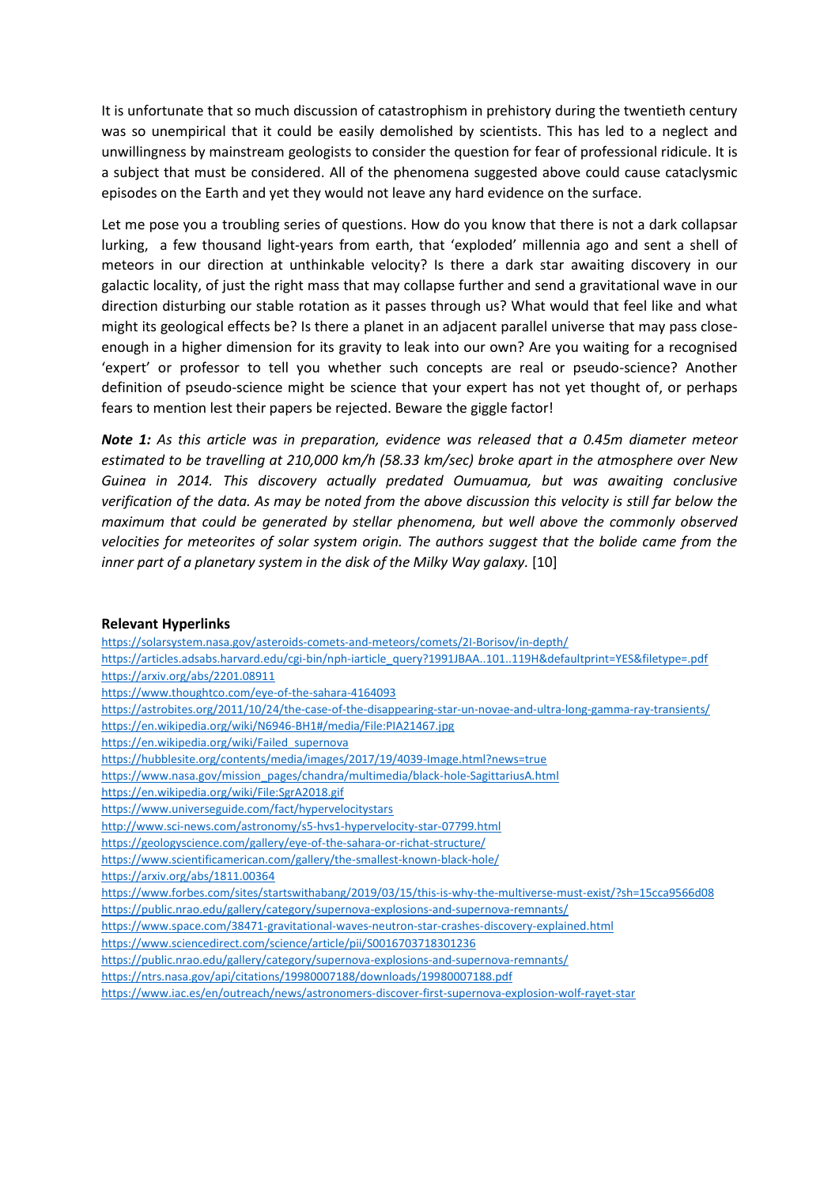It is unfortunate that so much discussion of catastrophism in prehistory during the twentieth century was so unempirical that it could be easily demolished by scientists. This has led to a neglect and unwillingness by mainstream geologists to consider the question for fear of professional ridicule. It is a subject that must be considered. All of the phenomena suggested above could cause cataclysmic episodes on the Earth and yet they would not leave any hard evidence on the surface.

Let me pose you a troubling series of questions. How do you know that there is not a dark collapsar lurking, a few thousand light-years from earth, that 'exploded' millennia ago and sent a shell of meteors in our direction at unthinkable velocity? Is there a dark star awaiting discovery in our galactic locality, of just the right mass that may collapse further and send a gravitational wave in our direction disturbing our stable rotation as it passes through us? What would that feel like and what might its geological effects be? Is there a planet in an adjacent parallel universe that may pass close-enough in a higher dimension for its gravity to leak into our own? Are you waiting for a recognised 'expert' or professor to tell you whether such concepts are real or pseudo-science? Another definition of pseudo-science might be science that your expert has not yet thought of, or perhaps fears to mention lest their papers be rejected. Beware the giggle factor!

***Note 1:*** *As this article was in preparation, evidence was released that a 0.45m diameter meteor estimated to be travelling at 210,000 km/h (58.33 km/sec) broke apart in the atmosphere over New Guinea in 2014. This discovery actually predated Oumuamua, but was awaiting conclusive verification of the data. As may be noted from the above discussion this velocity is still far below the maximum that could be generated by stellar phenomena, but well above the commonly observed velocities for meteorites of solar system origin. The authors suggest that the bolide came from the inner part of a planetary system in the disk of the Milky Way galaxy.* [10]

**Relevant Hyperlinks**

https://solarsystem.nasa.gov/asteroids-comets-and-meteors/comets/2I-Borisov/in-depth/
https://articles.adsabs.harvard.edu/cgi-bin/nph-iarticle_query?1991JBAA..101..119H&defaultprint=YES&filetype=.pdf
https://arxiv.org/abs/2201.08911
https://www.thoughtco.com/eye-of-the-sahara-4164093
https://astrobites.org/2011/10/24/the-case-of-the-disappearing-star-un-novae-and-ultra-long-gamma-ray-transients/
https://en.wikipedia.org/wiki/N6946-BH1#/media/File:PIA21467.jpg
https://en.wikipedia.org/wiki/Failed_supernova
https://hubblesite.org/contents/media/images/2017/19/4039-Image.html?news=true
https://www.nasa.gov/mission_pages/chandra/multimedia/black-hole-SagittariusA.html
https://en.wikipedia.org/wiki/File:SgrA2018.gif
https://www.universeguide.com/fact/hypervelocitystars
http://www.sci-news.com/astronomy/s5-hvs1-hypervelocity-star-07799.html
https://geologyscience.com/gallery/eye-of-the-sahara-or-richat-structure/
https://www.scientificamerican.com/gallery/the-smallest-known-black-hole/
https://arxiv.org/abs/1811.00364
https://www.forbes.com/sites/startswithabang/2019/03/15/this-is-why-the-multiverse-must-exist/?sh=15cca9566d08
https://public.nrao.edu/gallery/category/supernova-explosions-and-supernova-remnants/
https://www.space.com/38471-gravitational-waves-neutron-star-crashes-discovery-explained.html
https://www.sciencedirect.com/science/article/pii/S0016703718301236
https://public.nrao.edu/gallery/category/supernova-explosions-and-supernova-remnants/
https://ntrs.nasa.gov/api/citations/19980007188/downloads/19980007188.pdf
https://www.iac.es/en/outreach/news/astronomers-discover-first-supernova-explosion-wolf-rayet-star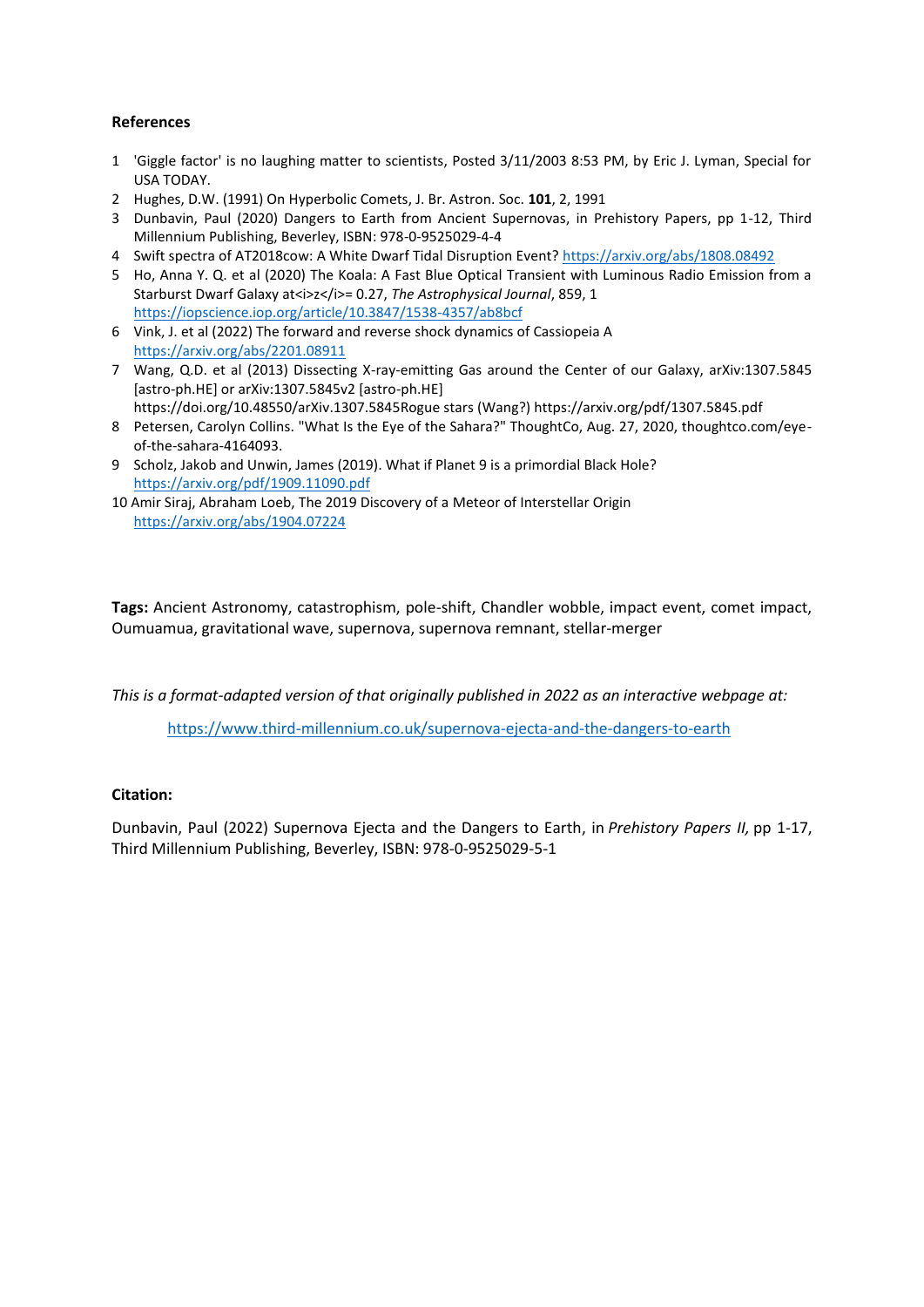**References**

1. 'Giggle factor' is no laughing matter to scientists, Posted 3/11/2003 8:53 PM, by Eric J. Lyman, Special for USA TODAY.
2. Hughes, D.W. (1991) On Hyperbolic Comets, J. Br. Astron. Soc. **101**, 2, 1991
3. Dunbavin, Paul (2020) Dangers to Earth from Ancient Supernovas, in Prehistory Papers, pp 1-12, Third Millennium Publishing, Beverley, ISBN: 978-0-9525029-4-4
4. Swift spectra of AT2018cow: A White Dwarf Tidal Disruption Event? https://arxiv.org/abs/1808.08492
5. Ho, Anna Y. Q. et al (2020) The Koala: A Fast Blue Optical Transient with Luminous Radio Emission from a Starburst Dwarf Galaxy at<i>z</i>= 0.27, *The Astrophysical Journal*, 859, 1 https://iopscience.iop.org/article/10.3847/1538-4357/ab8bcf
6. Vink, J. et al (2022) The forward and reverse shock dynamics of Cassiopeia A https://arxiv.org/abs/2201.08911
7. Wang, Q.D. et al (2013) Dissecting X-ray-emitting Gas around the Center of our Galaxy, arXiv:1307.5845 [astro-ph.HE] or arXiv:1307.5845v2 [astro-ph.HE] https://doi.org/10.48550/arXiv.1307.5845Rogue stars (Wang?) https://arxiv.org/pdf/1307.5845.pdf
8. Petersen, Carolyn Collins. "What Is the Eye of the Sahara?" ThoughtCo, Aug. 27, 2020, thoughtco.com/eye-of-the-sahara-4164093.
9. Scholz, Jakob and Unwin, James (2019). What if Planet 9 is a primordial Black Hole? https://arxiv.org/pdf/1909.11090.pdf
10. Amir Siraj, Abraham Loeb, The 2019 Discovery of a Meteor of Interstellar Origin https://arxiv.org/abs/1904.07224

**Tags:** Ancient Astronomy, catastrophism, pole-shift, Chandler wobble, impact event, comet impact, Oumuamua, gravitational wave, supernova, supernova remnant, stellar-merger

*This is a format-adapted version of that originally published in 2022 as an interactive webpage at:*

https://www.third-millennium.co.uk/supernova-ejecta-and-the-dangers-to-earth

**Citation:**

Dunbavin, Paul (2022) Supernova Ejecta and the Dangers to Earth, in *Prehistory Papers II,* pp 1-17, Third Millennium Publishing, Beverley, ISBN: 978-0-9525029-5-1